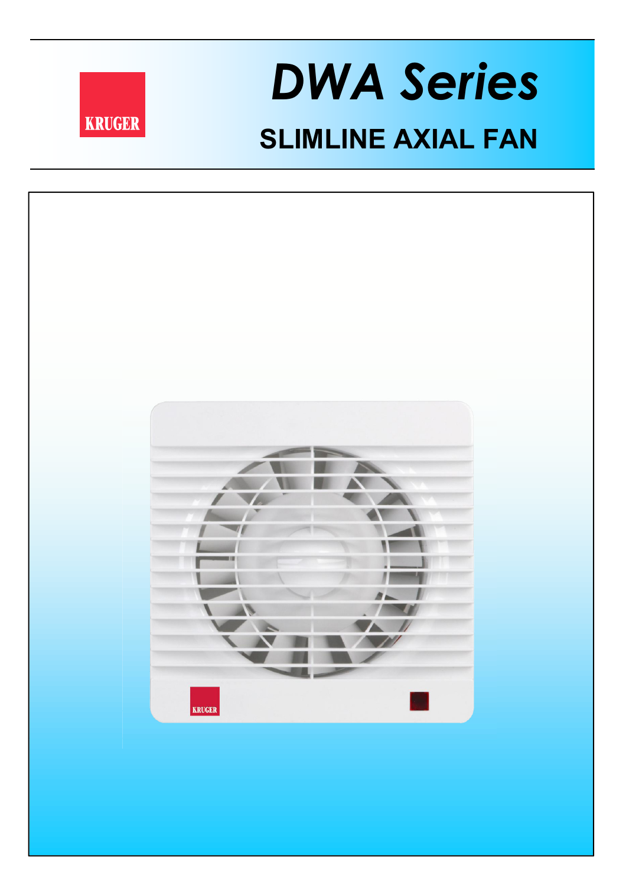KRUGER

# DWA Series

## SLIMLINE AXIAL FAN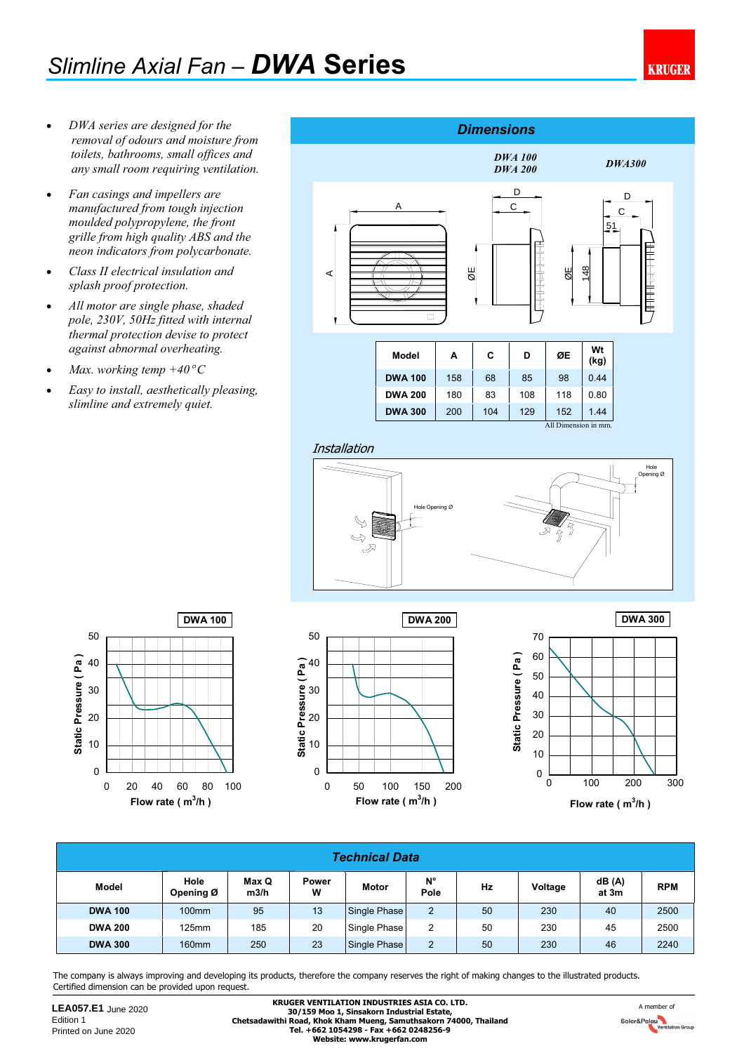# Slimline Axial Fan – **DWA Series**

KRUGER

- *DWA series are designed for the removal of odours and moisture from toilets, bathrooms, small offices and any small room requiring ventilation.*
- *Fan casings and impellers are manufactured from tough injection moulded polypropylene, the front grille from high quality ABS and the neon indicators from polycarbonate.*
- *Class II electrical insulation and splash proof protection.*
- *All motor are single phase, shaded pole, 230V, 50Hz fitted with internal thermal protection devise to protect against abnormal overheating.*
- *Max. working temp +40°C*
- *Easy to install, aesthetically pleasing, slimline and extremely quiet.*

## *Dimensions*

*DWA 100*
*DWA 200*
*DWA300*

A
D
C
ØE
51
148

| Model | A | C | D | ØE | Wt (kg) |
|---|---|---|---|---|---|
| DWA 100 | 158 | 68 | 85 | 98 | 0.44 |
| DWA 200 | 180 | 83 | 108 | 118 | 0.80 |
| DWA 300 | 200 | 104 | 129 | 152 | 1.44 |

All Dimension in mm.

*Installation*

Hole Opening Ø
Hole Opening Ø

DWA 100
Static Pressure ( Pa )
0
10
20
30
40
50
0 20 40 60 80 100
Flow rate ( $m^3/h$ )

DWA 200
Static Pressure ( Pa )
0
10
20
30
40
50
0 50 100 150 200
Flow rate ( $m^3/h$ )

DWA 300
Static Pressure ( Pa )
0
10
20
30
40
50
60
70
0 100 200 300
Flow rate ( $m^3/h$ )

## *Technical Data*

| Model | Hole Opening Ø | Max Q m3/h | Power W | Motor | N° Pole | Hz | Voltage | dB (A) at 3m | RPM |
|---|---|---|---|---|---|---|---|---|---|
| DWA 100 | 100mm | 95 | 13 | Single Phase | 2 | 50 | 230 | 40 | 2500 |
| DWA 200 | 125mm | 185 | 20 | Single Phase | 2 | 50 | 230 | 45 | 2500 |
| DWA 300 | 160mm | 250 | 23 | Single Phase | 2 | 50 | 230 | 46 | 2240 |

The company is always improving and developing its products, therefore the company reserves the right of making changes to the illustrated products.
Certified dimension can be provided upon request.

**LEA057.E1** June 2020
Edition 1
Printed on June 2020

**KRUGER VENTILATION INDUSTRIES ASIA CO. LTD.**
**30/159 Moo 1, Sinsakorn Industrial Estate,**
**Chetsadawithi Road, Khok Kham Mueng, Samuthsakorn 74000, Thailand**
**Tel. +662 1054298 - Fax +662 0248256-9**
**Website: www.krugerfan.com**

A member of
Soler&Palau Ventilation Group